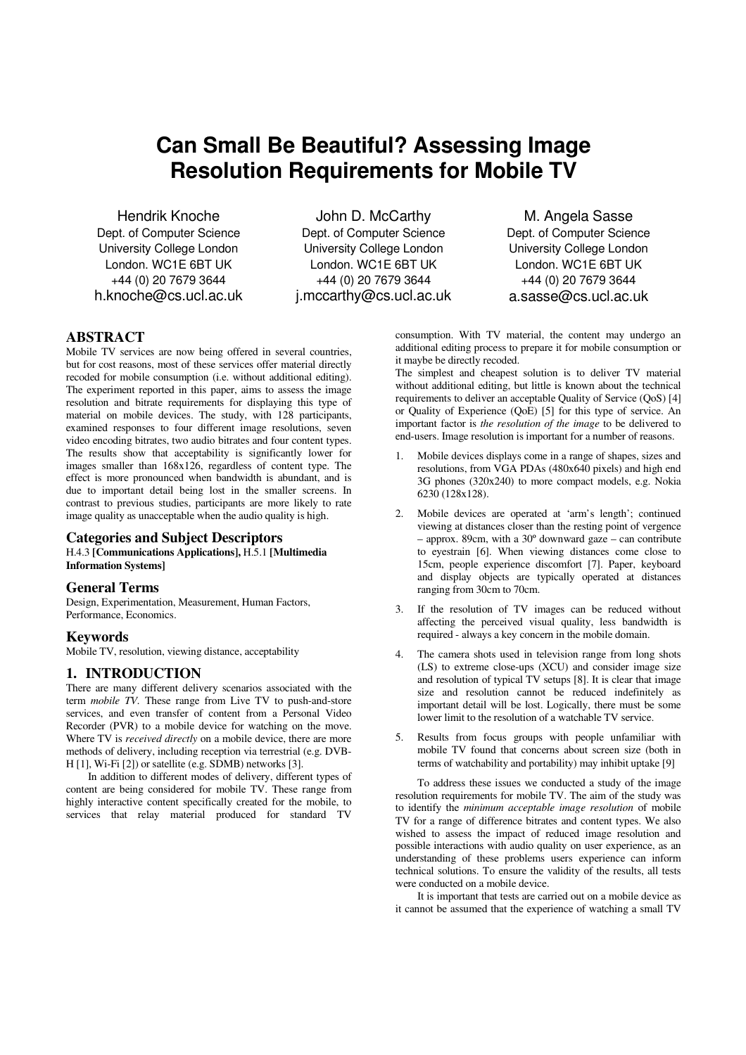# Can Small Be Beautiful? Assessing Image Resolution Requirements for Mobile TV

Hendrik Knoche
Dept. of Computer Science
University College London
London. WC1E 6BT UK
+44 (0) 20 7679 3644
h.knoche@cs.ucl.ac.uk

John D. McCarthy
Dept. of Computer Science
University College London
London. WC1E 6BT UK
+44 (0) 20 7679 3644
j.mccarthy@cs.ucl.ac.uk

M. Angela Sasse
Dept. of Computer Science
University College London
London. WC1E 6BT UK
+44 (0) 20 7679 3644
a.sasse@cs.ucl.ac.uk

## ABSTRACT

Mobile TV services are now being offered in several countries, but for cost reasons, most of these services offer material directly recoded for mobile consumption (i.e. without additional editing). The experiment reported in this paper, aims to assess the image resolution and bitrate requirements for displaying this type of material on mobile devices. The study, with 128 participants, examined responses to four different image resolutions, seven video encoding bitrates, two audio bitrates and four content types. The results show that acceptability is significantly lower for images smaller than 168x126, regardless of content type. The effect is more pronounced when bandwidth is abundant, and is due to important detail being lost in the smaller screens. In contrast to previous studies, participants are more likely to rate image quality as unacceptable when the audio quality is high.

## Categories and Subject Descriptors

H.4.3 **[Communications Applications],** H.5.1 **[Multimedia Information Systems]**

## General Terms

Design, Experimentation, Measurement, Human Factors, Performance, Economics.

## Keywords

Mobile TV, resolution, viewing distance, acceptability

## 1. INTRODUCTION

There are many different delivery scenarios associated with the term *mobile TV*. These range from Live TV to push-and-store services, and even transfer of content from a Personal Video Recorder (PVR) to a mobile device for watching on the move. Where TV is *received directly* on a mobile device, there are more methods of delivery, including reception via terrestrial (e.g. DVB-H [1], Wi-Fi [2]) or satellite (e.g. SDMB) networks [3].

In addition to different modes of delivery, different types of content are being considered for mobile TV. These range from highly interactive content specifically created for the mobile, to services that relay material produced for standard TV consumption. With TV material, the content may undergo an additional editing process to prepare it for mobile consumption or it maybe be directly recoded.

The simplest and cheapest solution is to deliver TV material without additional editing, but little is known about the technical requirements to deliver an acceptable Quality of Service (QoS) [4] or Quality of Experience (QoE) [5] for this type of service. An important factor is *the resolution of the image* to be delivered to end-users. Image resolution is important for a number of reasons.

1. Mobile devices displays come in a range of shapes, sizes and resolutions, from VGA PDAs (480x640 pixels) and high end 3G phones (320x240) to more compact models, e.g. Nokia 6230 (128x128).
2. Mobile devices are operated at 'arm's length'; continued viewing at distances closer than the resting point of vergence – approx. 89cm, with a 30º downward gaze – can contribute to eyestrain [6]. When viewing distances come close to 15cm, people experience discomfort [7]. Paper, keyboard and display objects are typically operated at distances ranging from 30cm to 70cm.
3. If the resolution of TV images can be reduced without affecting the perceived visual quality, less bandwidth is required - always a key concern in the mobile domain.
4. The camera shots used in television range from long shots (LS) to extreme close-ups (XCU) and consider image size and resolution of typical TV setups [8]. It is clear that image size and resolution cannot be reduced indefinitely as important detail will be lost. Logically, there must be some lower limit to the resolution of a watchable TV service.
5. Results from focus groups with people unfamiliar with mobile TV found that concerns about screen size (both in terms of watchability and portability) may inhibit uptake [9]

To address these issues we conducted a study of the image resolution requirements for mobile TV. The aim of the study was to identify the *minimum acceptable image resolution* of mobile TV for a range of difference bitrates and content types. We also wished to assess the impact of reduced image resolution and possible interactions with audio quality on user experience, as an understanding of these problems users experience can inform technical solutions. To ensure the validity of the results, all tests were conducted on a mobile device.

It is important that tests are carried out on a mobile device as it cannot be assumed that the experience of watching a small TV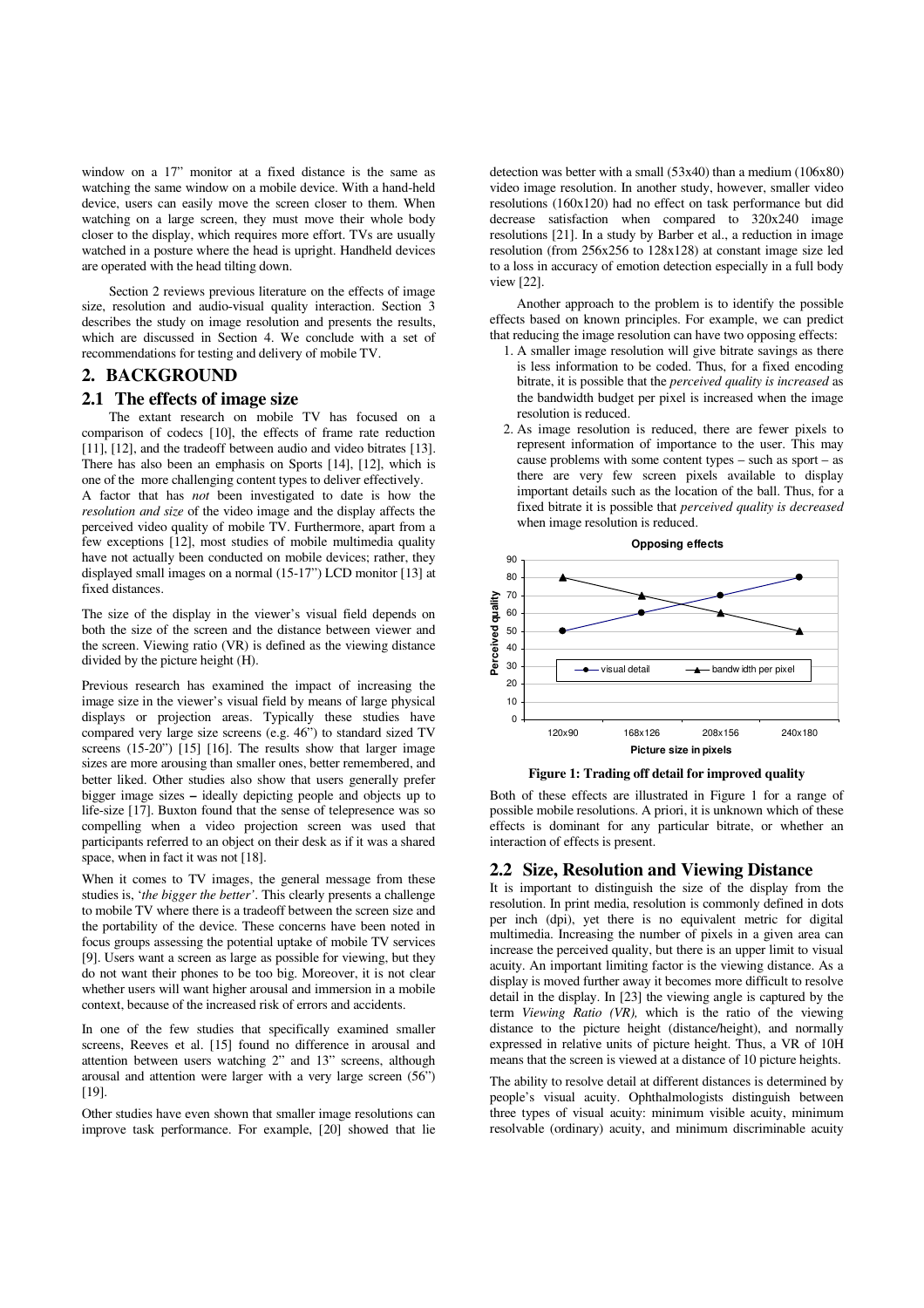window on a 17" monitor at a fixed distance is the same as watching the same window on a mobile device. With a hand-held device, users can easily move the screen closer to them. When watching on a large screen, they must move their whole body closer to the display, which requires more effort. TVs are usually watched in a posture where the head is upright. Handheld devices are operated with the head tilting down.

Section 2 reviews previous literature on the effects of image size, resolution and audio-visual quality interaction. Section 3 describes the study on image resolution and presents the results, which are discussed in Section 4. We conclude with a set of recommendations for testing and delivery of mobile TV.

## 2. BACKGROUND

### 2.1 The effects of image size

The extant research on mobile TV has focused on a comparison of codecs [10], the effects of frame rate reduction [11], [12], and the tradeoff between audio and video bitrates [13]. There has also been an emphasis on Sports [14], [12], which is one of the more challenging content types to deliver effectively.

A factor that has *not* been investigated to date is how the *resolution and size* of the video image and the display affects the perceived video quality of mobile TV. Furthermore, apart from a few exceptions [12], most studies of mobile multimedia quality have not actually been conducted on mobile devices; rather, they displayed small images on a normal (15-17") LCD monitor [13] at fixed distances.

The size of the display in the viewer's visual field depends on both the size of the screen and the distance between viewer and the screen. Viewing ratio (VR) is defined as the viewing distance divided by the picture height (H).

Previous research has examined the impact of increasing the image size in the viewer's visual field by means of large physical displays or projection areas. Typically these studies have compared very large size screens (e.g. 46") to standard sized TV screens (15-20") [15] [16]. The results show that larger image sizes are more arousing than smaller ones, better remembered, and better liked. Other studies also show that users generally prefer bigger image sizes – ideally depicting people and objects up to life-size [17]. Buxton found that the sense of telepresence was so compelling when a video projection screen was used that participants referred to an object on their desk as if it was a shared space, when in fact it was not [18].

When it comes to TV images, the general message from these studies is, '*the bigger the better*'. This clearly presents a challenge to mobile TV where there is a tradeoff between the screen size and the portability of the device. These concerns have been noted in focus groups assessing the potential uptake of mobile TV services [9]. Users want a screen as large as possible for viewing, but they do not want their phones to be too big. Moreover, it is not clear whether users will want higher arousal and immersion in a mobile context, because of the increased risk of errors and accidents.

In one of the few studies that specifically examined smaller screens, Reeves et al. [15] found no difference in arousal and attention between users watching 2" and 13" screens, although arousal and attention were larger with a very large screen (56") [19].

Other studies have even shown that smaller image resolutions can improve task performance. For example, [20] showed that lie detection was better with a small (53x40) than a medium (106x80) video image resolution. In another study, however, smaller video resolutions (160x120) had no effect on task performance but did decrease satisfaction when compared to 320x240 image resolutions [21]. In a study by Barber et al., a reduction in image resolution (from 256x256 to 128x128) at constant image size led to a loss in accuracy of emotion detection especially in a full body view [22].

Another approach to the problem is to identify the possible effects based on known principles. For example, we can predict that reducing the image resolution can have two opposing effects:

1. A smaller image resolution will give bitrate savings as there is less information to be coded. Thus, for a fixed encoding bitrate, it is possible that the *perceived quality is increased* as the bandwidth budget per pixel is increased when the image resolution is reduced.
2. As image resolution is reduced, there are fewer pixels to represent information of importance to the user. This may cause problems with some content types – such as sport – as there are very few screen pixels available to display important details such as the location of the ball. Thus, for a fixed bitrate it is possible that *perceived quality is decreased* when image resolution is reduced.

**Opposing effects**

| Picture size in pixels | visual detail | bandwidth per pixel |
|---|---|---|
| 120x90 | 50 | 80 |
| 168x126 | 60 | 70 |
| 208x156 | 70 | 60 |
| 240x180 | 80 | 50 |

**Figure 1: Trading off detail for improved quality**

Both of these effects are illustrated in Figure 1 for a range of possible mobile resolutions. A priori, it is unknown which of these effects is dominant for any particular bitrate, or whether an interaction of effects is present.

### 2.2 Size, Resolution and Viewing Distance

It is important to distinguish the size of the display from the resolution. In print media, resolution is commonly defined in dots per inch (dpi), yet there is no equivalent metric for digital multimedia. Increasing the number of pixels in a given area can increase the perceived quality, but there is an upper limit to visual acuity. An important limiting factor is the viewing distance. As a display is moved further away it becomes more difficult to resolve detail in the display. In [23] the viewing angle is captured by the term *Viewing Ratio (VR),* which is the ratio of the viewing distance to the picture height (distance/height), and normally expressed in relative units of picture height. Thus, a VR of 10H means that the screen is viewed at a distance of 10 picture heights.

The ability to resolve detail at different distances is determined by people's visual acuity. Ophthalmologists distinguish between three types of visual acuity: minimum visible acuity, minimum resolvable (ordinary) acuity, and minimum discriminable acuity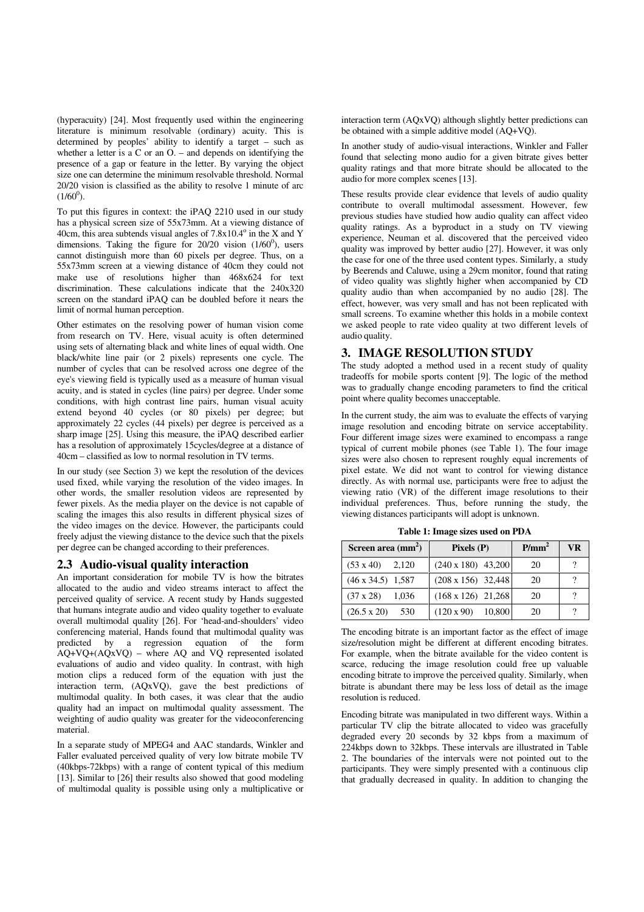(hyperacuity) [24]. Most frequently used within the engineering literature is minimum resolvable (ordinary) acuity. This is determined by peoples' ability to identify a target – such as whether a letter is a C or an O. – and depends on identifying the presence of a gap or feature in the letter. By varying the object size one can determine the minimum resolvable threshold. Normal 20/20 vision is classified as the ability to resolve 1 minute of arc ($1/60^0$).

To put this figures in context: the iPAQ 2210 used in our study has a physical screen size of 55x73mm. At a viewing distance of 40cm, this area subtends visual angles of 7.8x10.4° in the X and Y dimensions. Taking the figure for 20/20 vision ($1/60^0$), users cannot distinguish more than 60 pixels per degree. Thus, on a 55x73mm screen at a viewing distance of 40cm they could not make use of resolutions higher than 468x624 for text discrimination. These calculations indicate that the 240x320 screen on the standard iPAQ can be doubled before it nears the limit of normal human perception.

Other estimates on the resolving power of human vision come from research on TV. Here, visual acuity is often determined using sets of alternating black and white lines of equal width. One black/white line pair (or 2 pixels) represents one cycle. The number of cycles that can be resolved across one degree of the eye's viewing field is typically used as a measure of human visual acuity, and is stated in cycles (line pairs) per degree. Under some conditions, with high contrast line pairs, human visual acuity extend beyond 40 cycles (or 80 pixels) per degree; but approximately 22 cycles (44 pixels) per degree is perceived as a sharp image [25]. Using this measure, the iPAQ described earlier has a resolution of approximately 15cycles/degree at a distance of 40cm – classified as low to normal resolution in TV terms.

In our study (see Section 3) we kept the resolution of the devices used fixed, while varying the resolution of the video images. In other words, the smaller resolution videos are represented by fewer pixels. As the media player on the device is not capable of scaling the images this also results in different physical sizes of the video images on the device. However, the participants could freely adjust the viewing distance to the device such that the pixels per degree can be changed according to their preferences.

## 2.3 Audio-visual quality interaction

An important consideration for mobile TV is how the bitrates allocated to the audio and video streams interact to affect the perceived quality of service. A recent study by Hands suggested that humans integrate audio and video quality together to evaluate overall multimodal quality [26]. For 'head-and-shoulders' video conferencing material, Hands found that multimodal quality was predicted by a regression equation of the form AQ+VQ+(AQxVQ) – where AQ and VQ represented isolated evaluations of audio and video quality. In contrast, with high motion clips a reduced form of the equation with just the interaction term, (AQxVQ), gave the best predictions of multimodal quality. In both cases, it was clear that the audio quality had an impact on multimodal quality assessment. The weighting of audio quality was greater for the videoconferencing material.

In a separate study of MPEG4 and AAC standards, Winkler and Faller evaluated perceived quality of very low bitrate mobile TV (40kbps-72kbps) with a range of content typical of this medium [13]. Similar to [26] their results also showed that good modeling of multimodal quality is possible using only a multiplicative or interaction term (AQxVQ) although slightly better predictions can be obtained with a simple additive model (AQ+VQ).

In another study of audio-visual interactions, Winkler and Faller found that selecting mono audio for a given bitrate gives better quality ratings and that more bitrate should be allocated to the audio for more complex scenes [13].

These results provide clear evidence that levels of audio quality contribute to overall multimodal assessment. However, few previous studies have studied how audio quality can affect video quality ratings. As a byproduct in a study on TV viewing experience, Neuman et al. discovered that the perceived video quality was improved by better audio [27]. However, it was only the case for one of the three used content types. Similarly, a study by Beerends and Caluwe, using a 29cm monitor, found that rating of video quality was slightly higher when accompanied by CD quality audio than when accompanied by no audio [28]. The effect, however, was very small and has not been replicated with small screens. To examine whether this holds in a mobile context we asked people to rate video quality at two different levels of audio quality.

# 3. IMAGE RESOLUTION STUDY

The study adopted a method used in a recent study of quality tradeoffs for mobile sports content [9]. The logic of the method was to gradually change encoding parameters to find the critical point where quality becomes unacceptable.

In the current study, the aim was to evaluate the effects of varying image resolution and encoding bitrate on service acceptability. Four different image sizes were examined to encompass a range typical of current mobile phones (see Table 1). The four image sizes were also chosen to represent roughly equal increments of pixel estate. We did not want to control for viewing distance directly. As with normal use, participants were free to adjust the viewing ratio (VR) of the different image resolutions to their individual preferences. Thus, before running the study, the viewing distances participants will adopt is unknown.

**Table 1: Image sizes used on PDA**

| Screen area (mm$^2$) | Pixels (P) | P/mm$^2$ | VR |
|---|---|---|---|
| (53 x 40) 2,120 | (240 x 180) 43,200 | 20 | ? |
| (46 x 34.5) 1,587 | (208 x 156) 32,448 | 20 | ? |
| (37 x 28) 1,036 | (168 x 126) 21,268 | 20 | ? |
| (26.5 x 20) 530 | (120 x 90) 10,800 | 20 | ? |

The encoding bitrate is an important factor as the effect of image size/resolution might be different at different encoding bitrates. For example, when the bitrate available for the video content is scarce, reducing the image resolution could free up valuable encoding bitrate to improve the perceived quality. Similarly, when bitrate is abundant there may be less loss of detail as the image resolution is reduced.

Encoding bitrate was manipulated in two different ways. Within a particular TV clip the bitrate allocated to video was gracefully degraded every 20 seconds by 32 kbps from a maximum of 224kbps down to 32kbps. These intervals are illustrated in Table 2. The boundaries of the intervals were not pointed out to the participants. They were simply presented with a continuous clip that gradually decreased in quality. In addition to changing the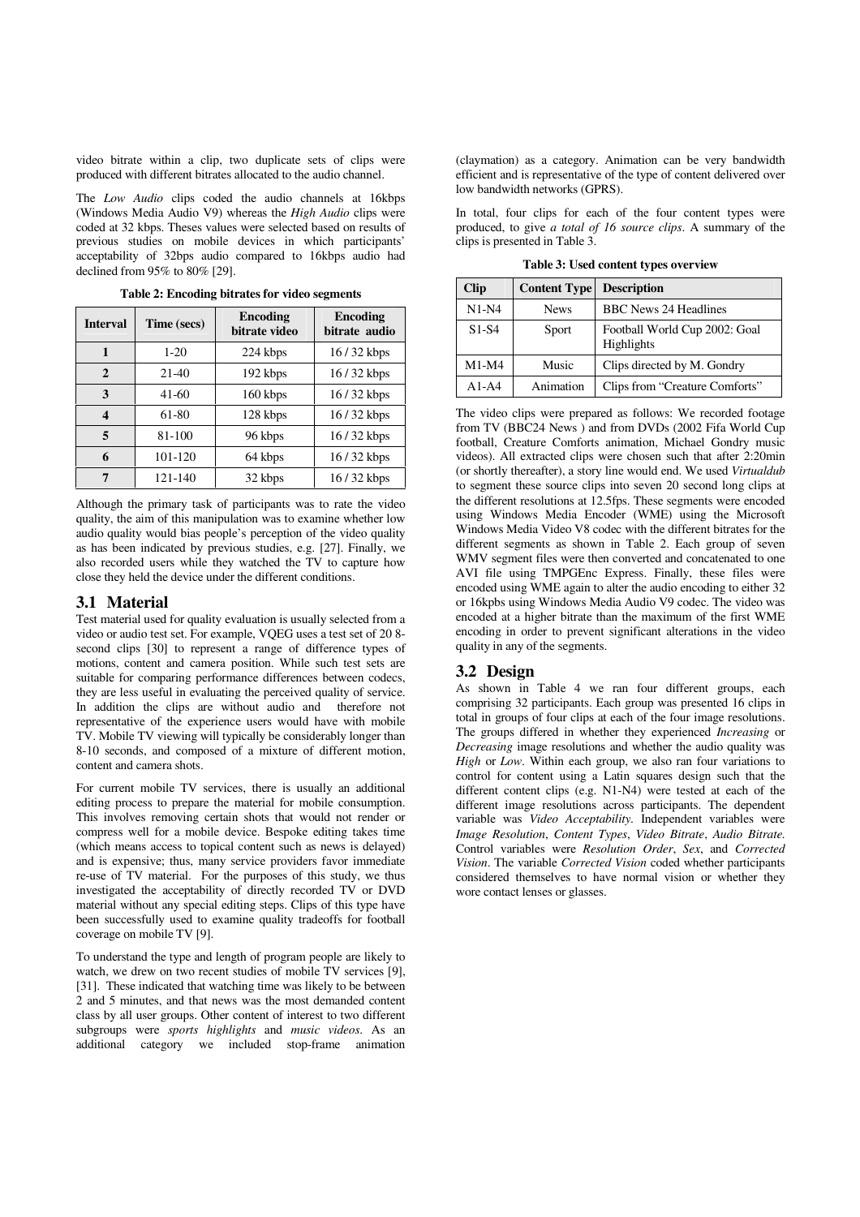video bitrate within a clip, two duplicate sets of clips were produced with different bitrates allocated to the audio channel.

The *Low Audio* clips coded the audio channels at 16kbps (Windows Media Audio V9) whereas the *High Audio* clips were coded at 32 kbps. Theses values were selected based on results of previous studies on mobile devices in which participants' acceptability of 32bps audio compared to 16kbps audio had declined from 95% to 80% [29].

**Table 2: Encoding bitrates for video segments**

| Interval | Time (secs) | Encoding bitrate video | Encoding bitrate audio |
|---|---|---|---|
| **1** | 1-20 | 224 kbps | 16 / 32 kbps |
| **2** | 21-40 | 192 kbps | 16 / 32 kbps |
| **3** | 41-60 | 160 kbps | 16 / 32 kbps |
| **4** | 61-80 | 128 kbps | 16 / 32 kbps |
| **5** | 81-100 | 96 kbps | 16 / 32 kbps |
| **6** | 101-120 | 64 kbps | 16 / 32 kbps |
| **7** | 121-140 | 32 kbps | 16 / 32 kbps |

Although the primary task of participants was to rate the video quality, the aim of this manipulation was to examine whether low audio quality would bias people's perception of the video quality as has been indicated by previous studies, e.g. [27]. Finally, we also recorded users while they watched the TV to capture how close they held the device under the different conditions.

## 3.1 Material

Test material used for quality evaluation is usually selected from a video or audio test set. For example, VQEG uses a test set of 20 8-second clips [30] to represent a range of difference types of motions, content and camera position. While such test sets are suitable for comparing performance differences between codecs, they are less useful in evaluating the perceived quality of service. In addition the clips are without audio and therefore not representative of the experience users would have with mobile TV. Mobile TV viewing will typically be considerably longer than 8-10 seconds, and composed of a mixture of different motion, content and camera shots.

For current mobile TV services, there is usually an additional editing process to prepare the material for mobile consumption. This involves removing certain shots that would not render or compress well for a mobile device. Bespoke editing takes time (which means access to topical content such as news is delayed) and is expensive; thus, many service providers favor immediate re-use of TV material. For the purposes of this study, we thus investigated the acceptability of directly recorded TV or DVD material without any special editing steps. Clips of this type have been successfully used to examine quality tradeoffs for football coverage on mobile TV [9].

To understand the type and length of program people are likely to watch, we drew on two recent studies of mobile TV services [9], [31]. These indicated that watching time was likely to be between 2 and 5 minutes, and that news was the most demanded content class by all user groups. Other content of interest to two different subgroups were *sports highlights* and *music videos*. As an additional category we included stop-frame animation (claymation) as a category. Animation can be very bandwidth efficient and is representative of the type of content delivered over low bandwidth networks (GPRS).

In total, four clips for each of the four content types were produced, to give *a total of 16 source clips*. A summary of the clips is presented in Table 3.

**Table 3: Used content types overview**

| Clip | Content Type | Description |
|---|---|---|
| N1-N4 | News | BBC News 24 Headlines |
| S1-S4 | Sport | Football World Cup 2002: Goal Highlights |
| M1-M4 | Music | Clips directed by M. Gondry |
| A1-A4 | Animation | Clips from "Creature Comforts" |

The video clips were prepared as follows: We recorded footage from TV (BBC24 News ) and from DVDs (2002 Fifa World Cup football, Creature Comforts animation, Michael Gondry music videos). All extracted clips were chosen such that after 2:20min (or shortly thereafter), a story line would end. We used *Virtualdub* to segment these source clips into seven 20 second long clips at the different resolutions at 12.5fps. These segments were encoded using Windows Media Encoder (WME) using the Microsoft Windows Media Video V8 codec with the different bitrates for the different segments as shown in Table 2. Each group of seven WMV segment files were then converted and concatenated to one AVI file using TMPGEnc Express. Finally, these files were encoded using WME again to alter the audio encoding to either 32 or 16kpbs using Windows Media Audio V9 codec. The video was encoded at a higher bitrate than the maximum of the first WME encoding in order to prevent significant alterations in the video quality in any of the segments.

## 3.2 Design

As shown in Table 4 we ran four different groups, each comprising 32 participants. Each group was presented 16 clips in total in groups of four clips at each of the four image resolutions. The groups differed in whether they experienced *Increasing* or *Decreasing* image resolutions and whether the audio quality was *High* or *Low*. Within each group, we also ran four variations to control for content using a Latin squares design such that the different content clips (e.g. N1-N4) were tested at each of the different image resolutions across participants. The dependent variable was *Video Acceptability*. Independent variables were *Image Resolution*, *Content Types*, *Video Bitrate*, *Audio Bitrate.* Control variables were *Resolution Order*, *Sex*, and *Corrected Vision*. The variable *Corrected Vision* coded whether participants considered themselves to have normal vision or whether they wore contact lenses or glasses.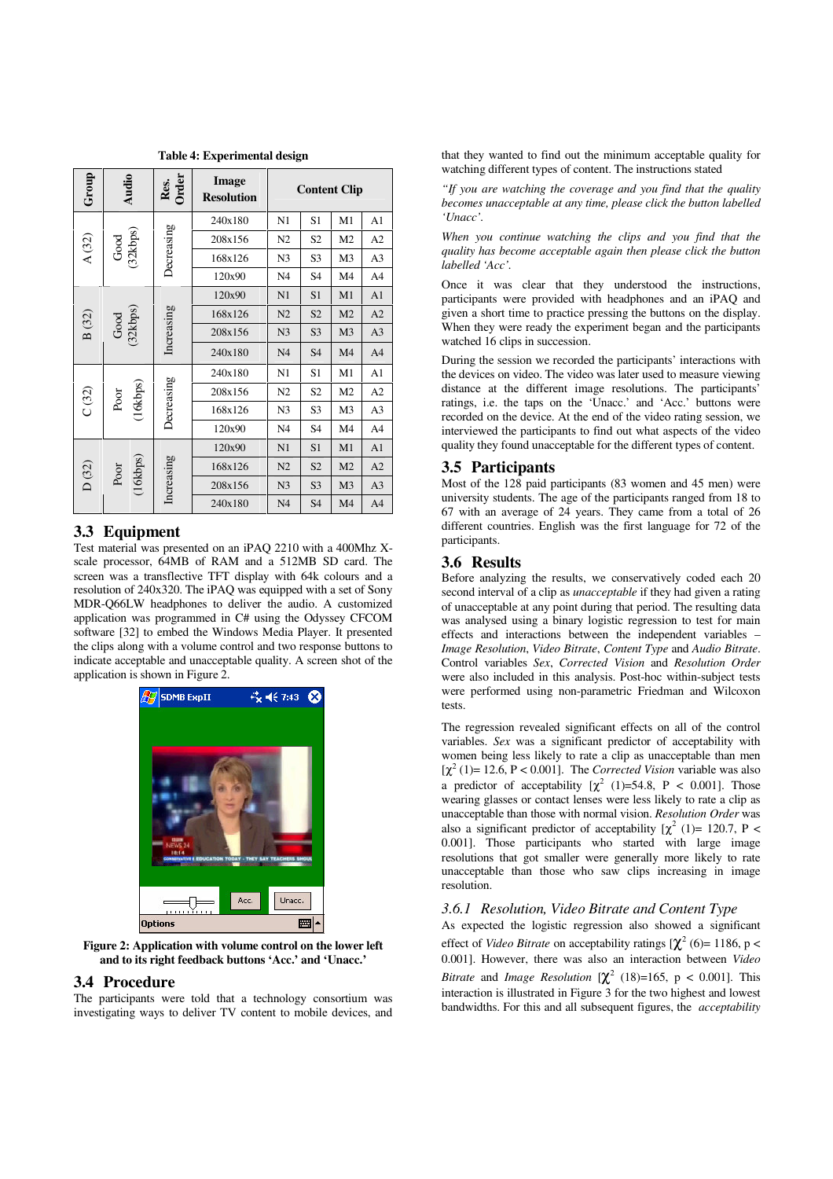**Table 4: Experimental design**

| Group | Audio | Res. Order | Image Resolution | Content Clip | | | |
|---|---|---|---|---|---|---|---|
| A (32) | Good (32kbps) | Decreasing | 240x180 | N1 | S1 | M1 | A1 |
| | | | 208x156 | N2 | S2 | M2 | A2 |
| | | | 168x126 | N3 | S3 | M3 | A3 |
| | | | 120x90 | N4 | S4 | M4 | A4 |
| B (32) | Good (32kbps) | Increasing | 120x90 | N1 | S1 | M1 | A1 |
| | | | 168x126 | N2 | S2 | M2 | A2 |
| | | | 208x156 | N3 | S3 | M3 | A3 |
| | | | 240x180 | N4 | S4 | M4 | A4 |
| C (32) | Poor (16kbps) | Decreasing | 240x180 | N1 | S1 | M1 | A1 |
| | | | 208x156 | N2 | S2 | M2 | A2 |
| | | | 168x126 | N3 | S3 | M3 | A3 |
| | | | 120x90 | N4 | S4 | M4 | A4 |
| D (32) | Poor (16kbps) | Increasing | 120x90 | N1 | S1 | M1 | A1 |
| | | | 168x126 | N2 | S2 | M2 | A2 |
| | | | 208x156 | N3 | S3 | M3 | A3 |
| | | | 240x180 | N4 | S4 | M4 | A4 |

## 3.3 Equipment

Test material was presented on an iPAQ 2210 with a 400Mhz X-scale processor, 64MB of RAM and a 512MB SD card. The screen was a transflective TFT display with 64k colours and a resolution of 240x320. The iPAQ was equipped with a set of Sony MDR-Q66LW headphones to deliver the audio. A customized application was programmed in C# using the Odyssey CFCOM software [32] to embed the Windows Media Player. It presented the clips along with a volume control and two response buttons to indicate acceptable and unacceptable quality. A screen shot of the application is shown in Figure 2.

**Figure 2: Application with volume control on the lower left and to its right feedback buttons 'Acc.' and 'Unacc.'**

## 3.4 Procedure

The participants were told that a technology consortium was investigating ways to deliver TV content to mobile devices, and that they wanted to find out the minimum acceptable quality for watching different types of content. The instructions stated

*"If you are watching the coverage and you find that the quality becomes unacceptable at any time, please click the button labelled 'Unacc'.*

*When you continue watching the clips and you find that the quality has become acceptable again then please click the button labelled 'Acc'.*

Once it was clear that they understood the instructions, participants were provided with headphones and an iPAQ and given a short time to practice pressing the buttons on the display. When they were ready the experiment began and the participants watched 16 clips in succession.

During the session we recorded the participants' interactions with the devices on video. The video was later used to measure viewing distance at the different image resolutions. The participants' ratings, i.e. the taps on the 'Unacc.' and 'Acc.' buttons were recorded on the device. At the end of the video rating session, we interviewed the participants to find out what aspects of the video quality they found unacceptable for the different types of content.

## 3.5 Participants

Most of the 128 paid participants (83 women and 45 men) were university students. The age of the participants ranged from 18 to 67 with an average of 24 years. They came from a total of 26 different countries. English was the first language for 72 of the participants.

## 3.6 Results

Before analyzing the results, we conservatively coded each 20 second interval of a clip as *unacceptable* if they had given a rating of unacceptable at any point during that period. The resulting data was analysed using a binary logistic regression to test for main effects and interactions between the independent variables – *Image Resolution*, *Video Bitrate*, *Content Type* and *Audio Bitrate*. Control variables *Sex*, *Corrected Vision* and *Resolution Order* were also included in this analysis. Post-hoc within-subject tests were performed using non-parametric Friedman and Wilcoxon tests.

The regression revealed significant effects on all of the control variables. *Sex* was a significant predictor of acceptability with women being less likely to rate a clip as unacceptable than men [$\chi^2$ (1)= 12.6, P < 0.001]. The *Corrected Vision* variable was also a predictor of acceptability [$\chi^2$ (1)=54.8, P < 0.001]. Those wearing glasses or contact lenses were less likely to rate a clip as unacceptable than those with normal vision. *Resolution Order* was also a significant predictor of acceptability [$\chi^2$ (1)= 120.7, P < 0.001]. Those participants who started with large image resolutions that got smaller were generally more likely to rate unacceptable than those who saw clips increasing in image resolution.

### 3.6.1 Resolution, Video Bitrate and Content Type

As expected the logistic regression also showed a significant effect of *Video Bitrate* on acceptability ratings [$\chi^2$ (6)= 1186, p < 0.001]. However, there was also an interaction between *Video Bitrate* and *Image Resolution* [$\chi^2$ (18)=165, p < 0.001]. This interaction is illustrated in Figure 3 for the two highest and lowest bandwidths. For this and all subsequent figures, the *acceptability*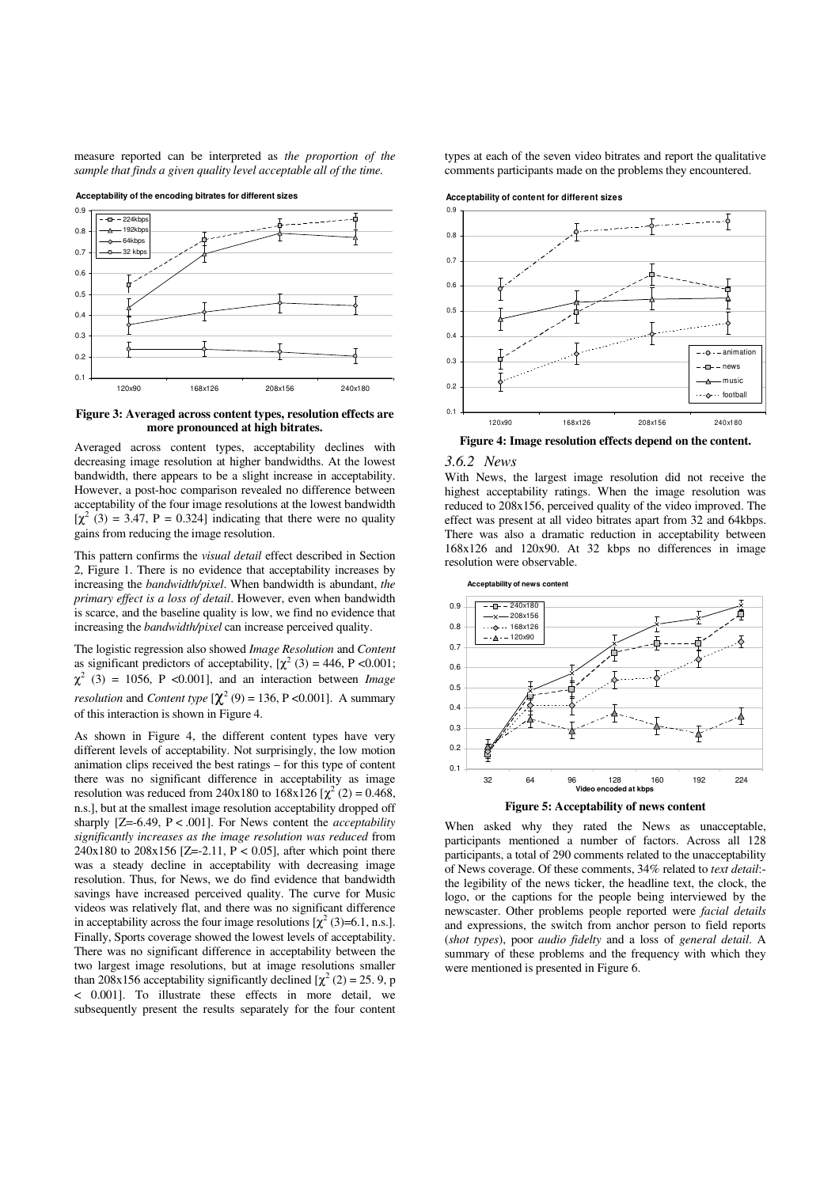measure reported can be interpreted as *the proportion of the sample that finds a given quality level acceptable all of the time.*

**Figure 3: Averaged across content types, resolution effects are more pronounced at high bitrates.**

Averaged across content types, acceptability declines with decreasing image resolution at higher bandwidths. At the lowest bandwidth, there appears to be a slight increase in acceptability. However, a post-hoc comparison revealed no difference between acceptability of the four image resolutions at the lowest bandwidth [$\chi^2$ (3) = 3.47, P = 0.324] indicating that there were no quality gains from reducing the image resolution.

This pattern confirms the *visual detail* effect described in Section 2, Figure 1. There is no evidence that acceptability increases by increasing the *bandwidth/pixel*. When bandwidth is abundant, *the primary effect is a loss of detail*. However, even when bandwidth is scarce, and the baseline quality is low, we find no evidence that increasing the *bandwidth/pixel* can increase perceived quality.

The logistic regression also showed *Image Resolution* and *Content* as significant predictors of acceptability, [$\chi^2$ (3) = 446, P <0.001; $\chi^2$ (3) = 1056, P <0.001], and an interaction between *Image resolution* and *Content type* [$\chi^2$ (9) = 136, P <0.001]. A summary of this interaction is shown in Figure 4.

As shown in Figure 4, the different content types have very different levels of acceptability. Not surprisingly, the low motion animation clips received the best ratings – for this type of content there was no significant difference in acceptability as image resolution was reduced from 240x180 to 168x126 [$\chi^2$ (2) = 0.468, n.s.], but at the smallest image resolution acceptability dropped off sharply [Z=-6.49, P < .001]. For News content the *acceptability significantly increases as the image resolution was reduced* from 240x180 to 208x156 [Z=-2.11, P < 0.05], after which point there was a steady decline in acceptability with decreasing image resolution. Thus, for News, we do find evidence that bandwidth savings have increased perceived quality. The curve for Music videos was relatively flat, and there was no significant difference in acceptability across the four image resolutions [$\chi^2$ (3)=6.1, n.s.]. Finally, Sports coverage showed the lowest levels of acceptability. There was no significant difference in acceptability between the two largest image resolutions, but at image resolutions smaller than 208x156 acceptability significantly declined [$\chi^2$ (2) = 25. 9, p < 0.001]. To illustrate these effects in more detail, we subsequently present the results separately for the four content types at each of the seven video bitrates and report the qualitative comments participants made on the problems they encountered.

**Figure 4: Image resolution effects depend on the content.**

### 3.6.2 News

With News, the largest image resolution did not receive the highest acceptability ratings. When the image resolution was reduced to 208x156, perceived quality of the video improved. The effect was present at all video bitrates apart from 32 and 64kbps. There was also a dramatic reduction in acceptability between 168x126 and 120x90. At 32 kbps no differences in image resolution were observable.

**Figure 5: Acceptability of news content**

When asked why they rated the News as unacceptable, participants mentioned a number of factors. Across all 128 participants, a total of 290 comments related to the unacceptability of News coverage. Of these comments, 34% related to *text detail*:- the legibility of the news ticker, the headline text, the clock, the logo, or the captions for the people being interviewed by the newscaster. Other problems people reported were *facial details* and expressions, the switch from anchor person to field reports (*shot types*), poor *audio fidelty* and a loss of *general detail*. A summary of these problems and the frequency with which they were mentioned is presented in Figure 6.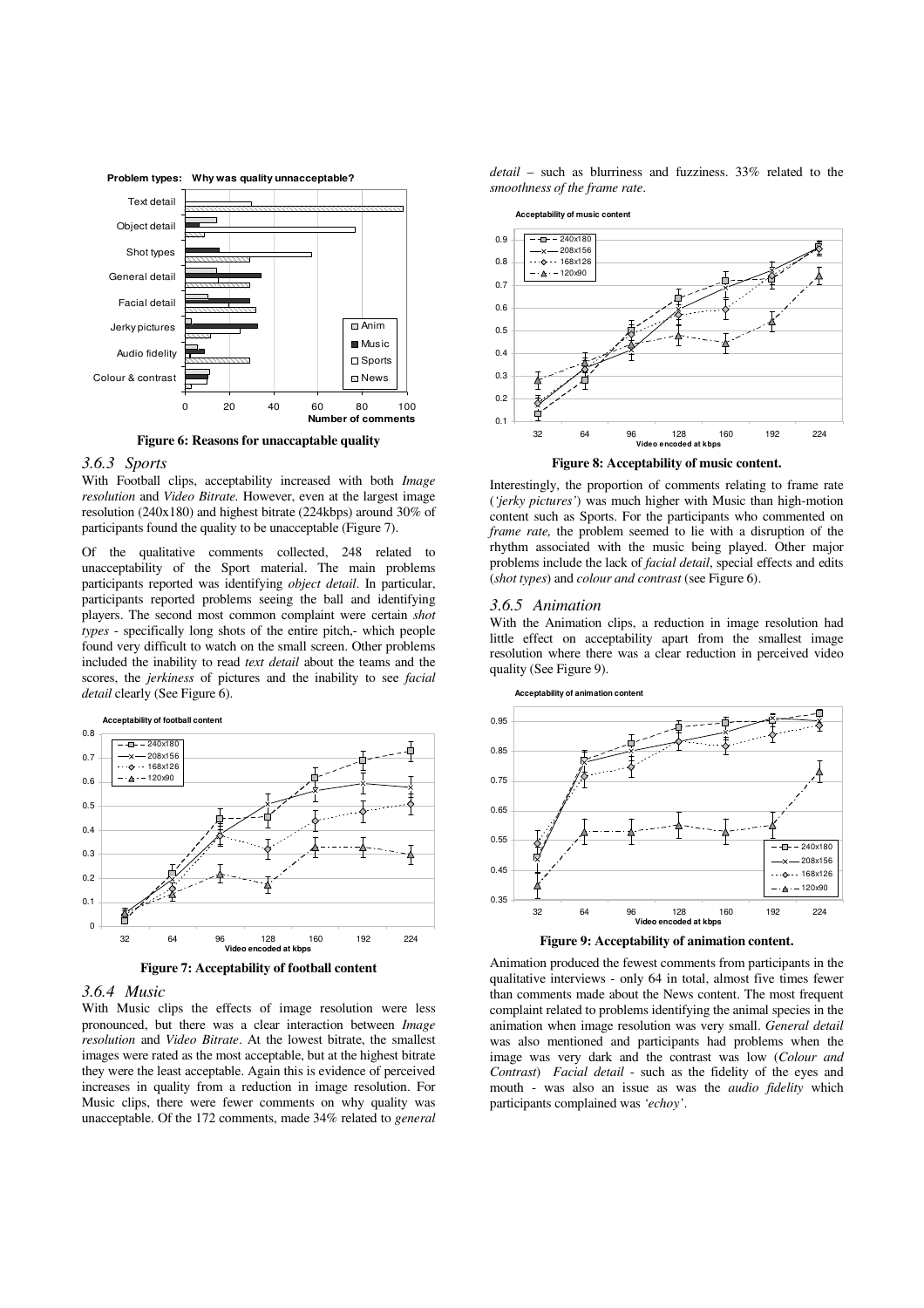**Figure 6: Reasons for unaccaptable quality**

### 3.6.3 Sports

With Football clips, acceptability increased with both *Image resolution* and *Video Bitrate.* However, even at the largest image resolution (240x180) and highest bitrate (224kbps) around 30% of participants found the quality to be unacceptable (Figure 7).

Of the qualitative comments collected, 248 related to unacceptability of the Sport material. The main problems participants reported was identifying *object detail*. In particular, participants reported problems seeing the ball and identifying players. The second most common complaint were certain *shot types* - specifically long shots of the entire pitch,- which people found very difficult to watch on the small screen. Other problems included the inability to read *text detail* about the teams and the scores, the *jerkiness* of pictures and the inability to see *facial detail* clearly (See Figure 6).

**Figure 7: Acceptability of football content**

### 3.6.4 Music

With Music clips the effects of image resolution were less pronounced, but there was a clear interaction between *Image resolution* and *Video Bitrate*. At the lowest bitrate, the smallest images were rated as the most acceptable, but at the highest bitrate they were the least acceptable. Again this is evidence of perceived increases in quality from a reduction in image resolution. For Music clips, there were fewer comments on why quality was unacceptable. Of the 172 comments, made 34% related to *general detail* – such as blurriness and fuzziness. 33% related to the *smoothness of the frame rate*.

**Figure 8: Acceptability of music content.**

Interestingly, the proportion of comments relating to frame rate (*'jerky pictures'*) was much higher with Music than high-motion content such as Sports. For the participants who commented on *frame rate,* the problem seemed to lie with a disruption of the rhythm associated with the music being played. Other major problems include the lack of *facial detail*, special effects and edits (*shot types*) and *colour and contrast* (see Figure 6).

### 3.6.5 Animation

With the Animation clips, a reduction in image resolution had little effect on acceptability apart from the smallest image resolution where there was a clear reduction in perceived video quality (See Figure 9).

**Figure 9: Acceptability of animation content.**

Animation produced the fewest comments from participants in the qualitative interviews - only 64 in total, almost five times fewer than comments made about the News content. The most frequent complaint related to problems identifying the animal species in the animation when image resolution was very small. *General detail* was also mentioned and participants had problems when the image was very dark and the contrast was low (*Colour and Contrast*) *Facial detail* - such as the fidelity of the eyes and mouth - was also an issue as was the *audio fidelity* which participants complained was *'echoy'*.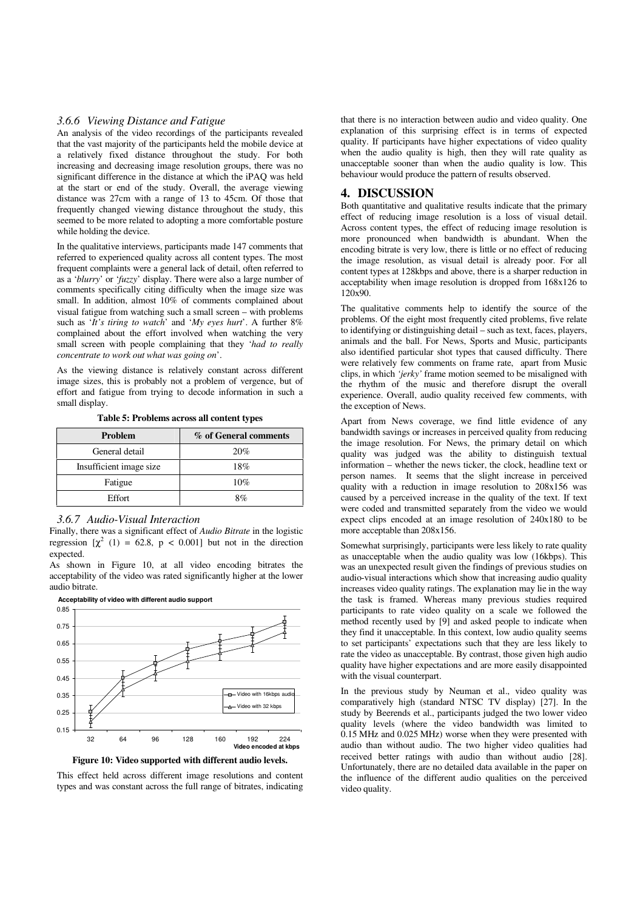### 3.6.6 Viewing Distance and Fatigue

An analysis of the video recordings of the participants revealed that the vast majority of the participants held the mobile device at a relatively fixed distance throughout the study. For both increasing and decreasing image resolution groups, there was no significant difference in the distance at which the iPAQ was held at the start or end of the study. Overall, the average viewing distance was 27cm with a range of 13 to 45cm. Of those that frequently changed viewing distance throughout the study, this seemed to be more related to adopting a more comfortable posture while holding the device.

In the qualitative interviews, participants made 147 comments that referred to experienced quality across all content types. The most frequent complaints were a general lack of detail, often referred to as a '*blurry*' or '*fuzzy*' display. There were also a large number of comments specifically citing difficulty when the image size was small. In addition, almost 10% of comments complained about visual fatigue from watching such a small screen – with problems such as '*It's tiring to watch*' and '*My eyes hurt*'. A further 8% complained about the effort involved when watching the very small screen with people complaining that they '*had to really concentrate to work out what was going on*'.

As the viewing distance is relatively constant across different image sizes, this is probably not a problem of vergence, but of effort and fatigue from trying to decode information in such a small display.

**Table 5: Problems across all content types**

| Problem | % of General comments |
|---|---|
| General detail | 20% |
| Insufficient image size | 18% |
| Fatigue | 10% |
| Effort | 8% |

### 3.6.7 Audio-Visual Interaction

Finally, there was a significant effect of *Audio Bitrate* in the logistic regression [$\chi^2$ (1) = 62.8, $p < 0.001$] but not in the direction expected.

As shown in Figure 10, at all video encoding bitrates the acceptability of the video was rated significantly higher at the lower audio bitrate.

**Figure 10: Video supported with different audio levels.**

This effect held across different image resolutions and content types and was constant across the full range of bitrates, indicating that there is no interaction between audio and video quality. One explanation of this surprising effect is in terms of expected quality. If participants have higher expectations of video quality when the audio quality is high, then they will rate quality as unacceptable sooner than when the audio quality is low. This behaviour would produce the pattern of results observed.

## 4. DISCUSSION

Both quantitative and qualitative results indicate that the primary effect of reducing image resolution is a loss of visual detail. Across content types, the effect of reducing image resolution is more pronounced when bandwidth is abundant. When the encoding bitrate is very low, there is little or no effect of reducing the image resolution, as visual detail is already poor. For all content types at 128kbps and above, there is a sharper reduction in acceptability when image resolution is dropped from 168x126 to 120x90.

The qualitative comments help to identify the source of the problems. Of the eight most frequently cited problems, five relate to identifying or distinguishing detail – such as text, faces, players, animals and the ball. For News, Sports and Music, participants also identified particular shot types that caused difficulty. There were relatively few comments on frame rate, apart from Music clips, in which *'jerky'* frame motion seemed to be misaligned with the rhythm of the music and therefore disrupt the overall experience. Overall, audio quality received few comments, with the exception of News.

Apart from News coverage, we find little evidence of any bandwidth savings or increases in perceived quality from reducing the image resolution. For News, the primary detail on which quality was judged was the ability to distinguish textual information – whether the news ticker, the clock, headline text or person names. It seems that the slight increase in perceived quality with a reduction in image resolution to 208x156 was caused by a perceived increase in the quality of the text. If text were coded and transmitted separately from the video we would expect clips encoded at an image resolution of 240x180 to be more acceptable than 208x156.

Somewhat surprisingly, participants were less likely to rate quality as unacceptable when the audio quality was low (16kbps). This was an unexpected result given the findings of previous studies on audio-visual interactions which show that increasing audio quality increases video quality ratings. The explanation may lie in the way the task is framed. Whereas many previous studies required participants to rate video quality on a scale we followed the method recently used by [9] and asked people to indicate when they find it unacceptable. In this context, low audio quality seems to set participants' expectations such that they are less likely to rate the video as unacceptable. By contrast, those given high audio quality have higher expectations and are more easily disappointed with the visual counterpart.

In the previous study by Neuman et al., video quality was comparatively high (standard NTSC TV display) [27]. In the study by Beerends et al., participants judged the two lower video quality levels (where the video bandwidth was limited to 0.15 MHz and 0.025 MHz) worse when they were presented with audio than without audio. The two higher video qualities had received better ratings with audio than without audio [28]. Unfortunately, there are no detailed data available in the paper on the influence of the different audio qualities on the perceived video quality.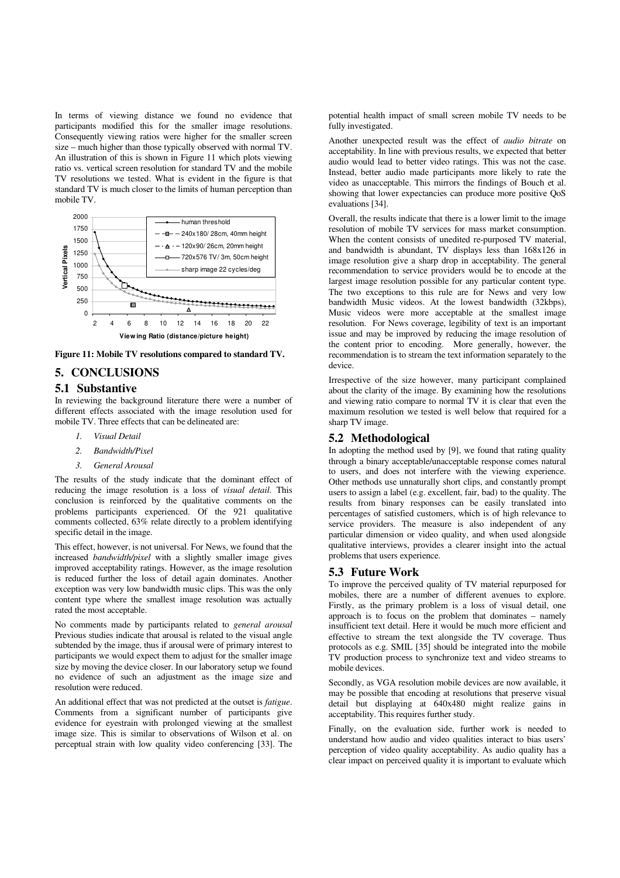In terms of viewing distance we found no evidence that participants modified this for the smaller image resolutions. Consequently viewing ratios were higher for the smaller screen size – much higher than those typically observed with normal TV. An illustration of this is shown in Figure 11 which plots viewing ratio vs. vertical screen resolution for standard TV and the mobile TV resolutions we tested. What is evident in the figure is that standard TV is much closer to the limits of human perception than mobile TV.

2000
1750
1500
1250
1000
750
500
250
0
Vertical Pixels
2 4 6 8 10 12 14 16 18 20 22
Viewing Ratio (distance/picture height)
human threshold
240x180/ 28cm, 40mm height
120x90/ 26cm, 20mm height
720x576 TV/ 3m, 50cm height
sharp image 22 cycles/deg

**Figure 11: Mobile TV resolutions compared to standard TV.**

# 5. CONCLUSIONS

## 5.1 Substantive

In reviewing the background literature there were a number of different effects associated with the image resolution used for mobile TV. Three effects that can be delineated are:

1. *Visual Detail*
2. *Bandwidth/Pixel*
3. *General Arousal*

The results of the study indicate that the dominant effect of reducing the image resolution is a loss of *visual detail*. This conclusion is reinforced by the qualitative comments on the problems participants experienced. Of the 921 qualitative comments collected, 63% relate directly to a problem identifying specific detail in the image.

This effect, however, is not universal. For News, we found that the increased *bandwidth/pixel* with a slightly smaller image gives improved acceptability ratings. However, as the image resolution is reduced further the loss of detail again dominates. Another exception was very low bandwidth music clips. This was the only content type where the smallest image resolution was actually rated the most acceptable.

No comments made by participants related to *general arousal* Previous studies indicate that arousal is related to the visual angle subtended by the image, thus if arousal were of primary interest to participants we would expect them to adjust for the smaller image size by moving the device closer. In our laboratory setup we found no evidence of such an adjustment as the image size and resolution were reduced.

An additional effect that was not predicted at the outset is *fatigue*. Comments from a significant number of participants give evidence for eyestrain with prolonged viewing at the smallest image size. This is similar to observations of Wilson et al. on perceptual strain with low quality video conferencing [33]. The potential health impact of small screen mobile TV needs to be fully investigated.

Another unexpected result was the effect of *audio bitrate* on acceptability. In line with previous results, we expected that better audio would lead to better video ratings. This was not the case. Instead, better audio made participants more likely to rate the video as unacceptable. This mirrors the findings of Bouch et al. showing that lower expectancies can produce more positive QoS evaluations [34].

Overall, the results indicate that there is a lower limit to the image resolution of mobile TV services for mass market consumption. When the content consists of unedited re-purposed TV material, and bandwidth is abundant, TV displays less than 168x126 in image resolution give a sharp drop in acceptability. The general recommendation to service providers would be to encode at the largest image resolution possible for any particular content type. The two exceptions to this rule are for News and very low bandwidth Music videos. At the lowest bandwidth (32kbps), Music videos were more acceptable at the smallest image resolution. For News coverage, legibility of text is an important issue and may be improved by reducing the image resolution of the content prior to encoding. More generally, however, the recommendation is to stream the text information separately to the device.

Irrespective of the size however, many participant complained about the clarity of the image. By examining how the resolutions and viewing ratio compare to normal TV it is clear that even the maximum resolution we tested is well below that required for a sharp TV image.

## 5.2 Methodological

In adopting the method used by [9], we found that rating quality through a binary acceptable/unacceptable response comes natural to users, and does not interfere with the viewing experience. Other methods use unnaturally short clips, and constantly prompt users to assign a label (e.g. excellent, fair, bad) to the quality. The results from binary responses can be easily translated into percentages of satisfied customers, which is of high relevance to service providers. The measure is also independent of any particular dimension or video quality, and when used alongside qualitative interviews, provides a clearer insight into the actual problems that users experience.

## 5.3 Future Work

To improve the perceived quality of TV material repurposed for mobiles, there are a number of different avenues to explore. Firstly, as the primary problem is a loss of visual detail, one approach is to focus on the problem that dominates – namely insufficient text detail. Here it would be much more efficient and effective to stream the text alongside the TV coverage. Thus protocols as e.g. SMIL [35] should be integrated into the mobile TV production process to synchronize text and video streams to mobile devices.

Secondly, as VGA resolution mobile devices are now available, it may be possible that encoding at resolutions that preserve visual detail but displaying at 640x480 might realize gains in acceptability. This requires further study.

Finally, on the evaluation side, further work is needed to understand how audio and video qualities interact to bias users' perception of video quality acceptability. As audio quality has a clear impact on perceived quality it is important to evaluate which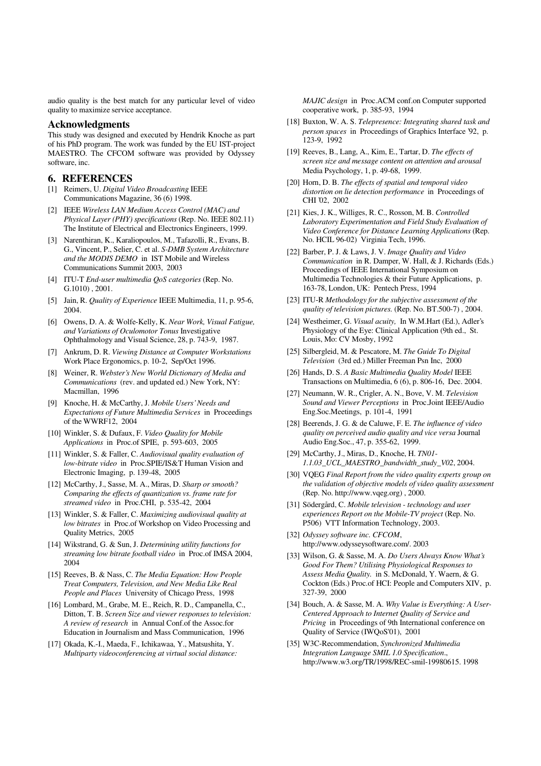audio quality is the best match for any particular level of video quality to maximize service acceptance.

## Acknowledgments

This study was designed and executed by Hendrik Knoche as part of his PhD program. The work was funded by the EU IST-project MAESTRO. The CFCOM software was provided by Odyssey software, inc.

## 6. REFERENCES

[1] Reimers, U. *Digital Video Broadcasting* IEEE Communications Magazine, 36 (6) 1998.

[2] IEEE *Wireless LAN Medium Access Control (MAC) and Physical Layer (PHY) specifications* (Rep. No. IEEE 802.11) The Institute of Electrical and Electronics Engineers, 1999.

[3] Narenthiran, K., Karaliopoulos, M., Tafazolli, R., Evans, B. G., Vincent, P., Selier, C. et al. *S-DMB System Architecture and the MODIS DEMO* in IST Mobile and Wireless Communications Summit 2003, 2003

[4] ITU-T *End-user multimedia QoS categories* (Rep. No. G.1010) , 2001.

[5] Jain, R. *Quality of Experience* IEEE Multimedia, 11, p. 95-6, 2004.

[6] Owens, D. A. & Wolfe-Kelly, K. *Near Work, Visual Fatigue, and Variations of Oculomotor Tonus* Investigative Ophthalmology and Visual Science, 28, p. 743-9, 1987.

[7] Ankrum, D. R. *Viewing Distance at Computer Workstations* Work Place Ergonomics, p. 10-2, Sep/Oct 1996.

[8] Weiner, R. *Webster's New World Dictionary of Media and Communications* (rev. and updated ed.) New York, NY: Macmillan, 1996

[9] Knoche, H. & McCarthy, J. *Mobile Users' Needs and Expectations of Future Multimedia Services* in Proceedings of the WWRF12, 2004

[10] Winkler, S. & Dufaux, F. *Video Quality for Mobile Applications* in Proc.of SPIE, p. 593-603, 2005

[11] Winkler, S. & Faller, C. *Audiovisual quality evaluation of low-bitrate video* in Proc.SPIE/IS&T Human Vision and Electronic Imaging, p. 139-48, 2005

[12] McCarthy, J., Sasse, M. A., Miras, D. *Sharp or smooth? Comparing the effects of quantization vs. frame rate for streamed video* in Proc.CHI, p. 535-42, 2004

[13] Winkler, S. & Faller, C. *Maximizing audiovisual quality at low bitrates* in Proc.of Workshop on Video Processing and Quality Metrics, 2005

[14] Wikstrand, G. & Sun, J. *Determining utility functions for streaming low bitrate football video* in Proc.of IMSA 2004, 2004

[15] Reeves, B. & Nass, C. *The Media Equation: How People Treat Computers, Television, and New Media Like Real People and Places* University of Chicago Press, 1998

[16] Lombard, M., Grabe, M. E., Reich, R. D., Campanella, C., Ditton, T. B. *Screen Size and viewer responses to television: A review of research* in Annual Conf.of the Assoc.for Education in Journalism and Mass Communication, 1996

[17] Okada, K.-I., Maeda, F., Ichikawaa, Y., Matsushita, Y. *Multiparty videoconferencing at virtual social distance: MAJIC design* in Proc.ACM conf.on Computer supported cooperative work, p. 385-93, 1994

[18] Buxton, W. A. S. *Telepresence: Integrating shared task and person spaces* in Proceedings of Graphics Interface '92, p. 123-9, 1992

[19] Reeves, B., Lang, A., Kim, E., Tartar, D. *The effects of screen size and message content on attention and arousal* Media Psychology, 1, p. 49-68, 1999.

[20] Horn, D. B. *The effects of spatial and temporal video distortion on lie detection performance* in Proceedings of CHI '02, 2002

[21] Kies, J. K., Williges, R. C., Rosson, M. B. *Controlled Laboratory Experimentation and Field Study Evaluation of Video Conference for Distance Learning Applications* (Rep. No. HCIL 96-02) Virginia Tech, 1996.

[22] Barber, P. J. & Laws, J. V. *Image Quality and Video Communication* in R. Damper, W. Hall, & J. Richards (Eds.) Proceedings of IEEE International Symposium on Multimedia Technologies & their Future Applications, p. 163-78, London, UK: Pentech Press, 1994

[23] ITU-R *Methodology for the subjective assessment of the quality of television pictures.* (Rep. No. BT.500-7) , 2004.

[24] Westheimer, G. *Visual acuity,* In W.M.Hart (Ed.), Adler's Physiology of the Eye: Clinical Application (9th ed., St. Louis, Mo: CV Mosby, 1992

[25] Silbergleid, M. & Pescatore, M. *The Guide To Digital Television* (3rd ed.) Miller Freeman Psn Inc, 2000

[26] Hands, D. S. *A Basic Multimedia Quality Model* IEEE Transactions on Multimedia, 6 (6), p. 806-16, Dec. 2004.

[27] Neumann, W. R., Crigler, A. N., Bove, V. M. *Television Sound and Viewer Perceptions* in Proc.Joint IEEE/Audio Eng.Soc.Meetings, p. 101-4, 1991

[28] Beerends, J. G. & de Caluwe, F. E. *The influence of video quality on perceived audio quality and vice versa* Journal Audio Eng.Soc., 47, p. 355-62, 1999.

[29] McCarthy, J., Miras, D., Knoche, H. *TN01-1.1.03_UCL_MAESTRO_bandwidth_study_V02*, 2004.

[30] VQEG *Final Report from the video quality experts group on the validation of objective models of video quality assessment* (Rep. No. http://www.vqeg.org) , 2000.

[31] Södergård, C. *Mobile television - technology and user experiences Report on the Mobile-TV project* (Rep. No. P506) VTT Information Technology, 2003.

[32] *Odyssey software inc. CFCOM*, http://www.odysseysoftware.com/. 2003

[33] Wilson, G. & Sasse, M. A. *Do Users Always Know What's Good For Them? Utilising Physiological Responses to Assess Media Quality.* in S. McDonald, Y. Waern, & G. Cockton (Eds.) Proc.of HCI: People and Computers XIV, p. 327-39, 2000

[34] Bouch, A. & Sasse, M. A. *Why Value is Everything: A User-Centered Approach to Internet Quality of Service and Pricing* in Proceedings of 9th International conference on Quality of Service (IWQoS'01), 2001

[35] W3C-Recommendation, *Synchronized Multimedia Integration Language SMIL 1.0 Specification.*, http://www.w3.org/TR/1998/REC-smil-19980615. 1998